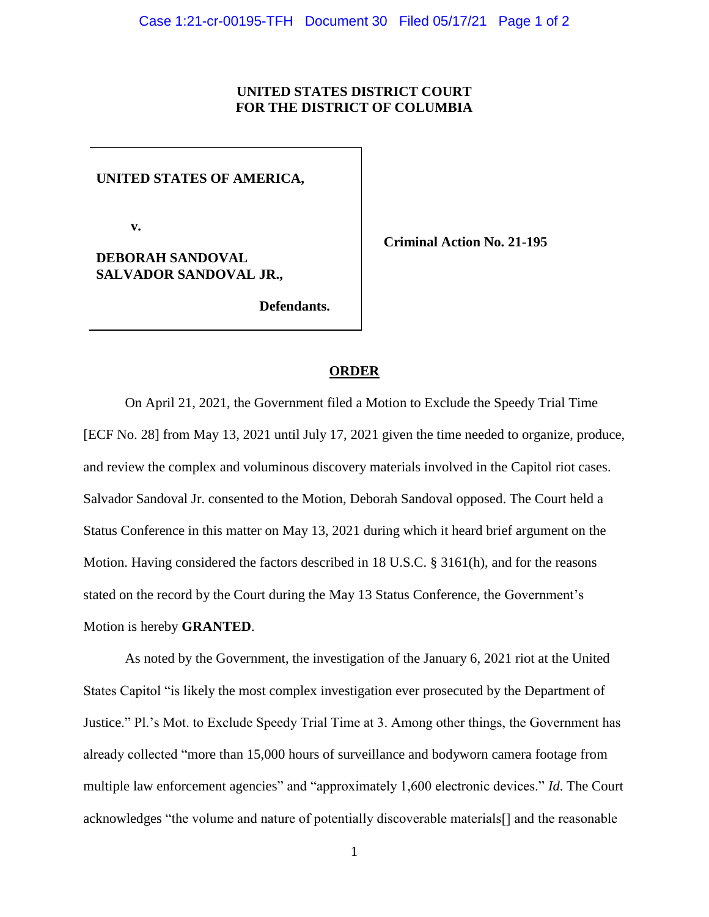**UNITED STATES DISTRICT COURT**
**FOR THE DISTRICT OF COLUMBIA**

**UNITED STATES OF AMERICA,**

**v.**

**DEBORAH SANDOVAL**
**SALVADOR SANDOVAL JR.,**

**Defendants.**

**Criminal Action No. 21-195**

**ORDER**

On April 21, 2021, the Government filed a Motion to Exclude the Speedy Trial Time [ECF No. 28] from May 13, 2021 until July 17, 2021 given the time needed to organize, produce, and review the complex and voluminous discovery materials involved in the Capitol riot cases. Salvador Sandoval Jr. consented to the Motion, Deborah Sandoval opposed. The Court held a Status Conference in this matter on May 13, 2021 during which it heard brief argument on the Motion. Having considered the factors described in 18 U.S.C. § 3161(h), and for the reasons stated on the record by the Court during the May 13 Status Conference, the Government's Motion is hereby **GRANTED**.

As noted by the Government, the investigation of the January 6, 2021 riot at the United States Capitol "is likely the most complex investigation ever prosecuted by the Department of Justice." Pl.'s Mot. to Exclude Speedy Trial Time at 3. Among other things, the Government has already collected "more than 15,000 hours of surveillance and bodyworn camera footage from multiple law enforcement agencies" and "approximately 1,600 electronic devices." *Id*. The Court acknowledges "the volume and nature of potentially discoverable materials[] and the reasonable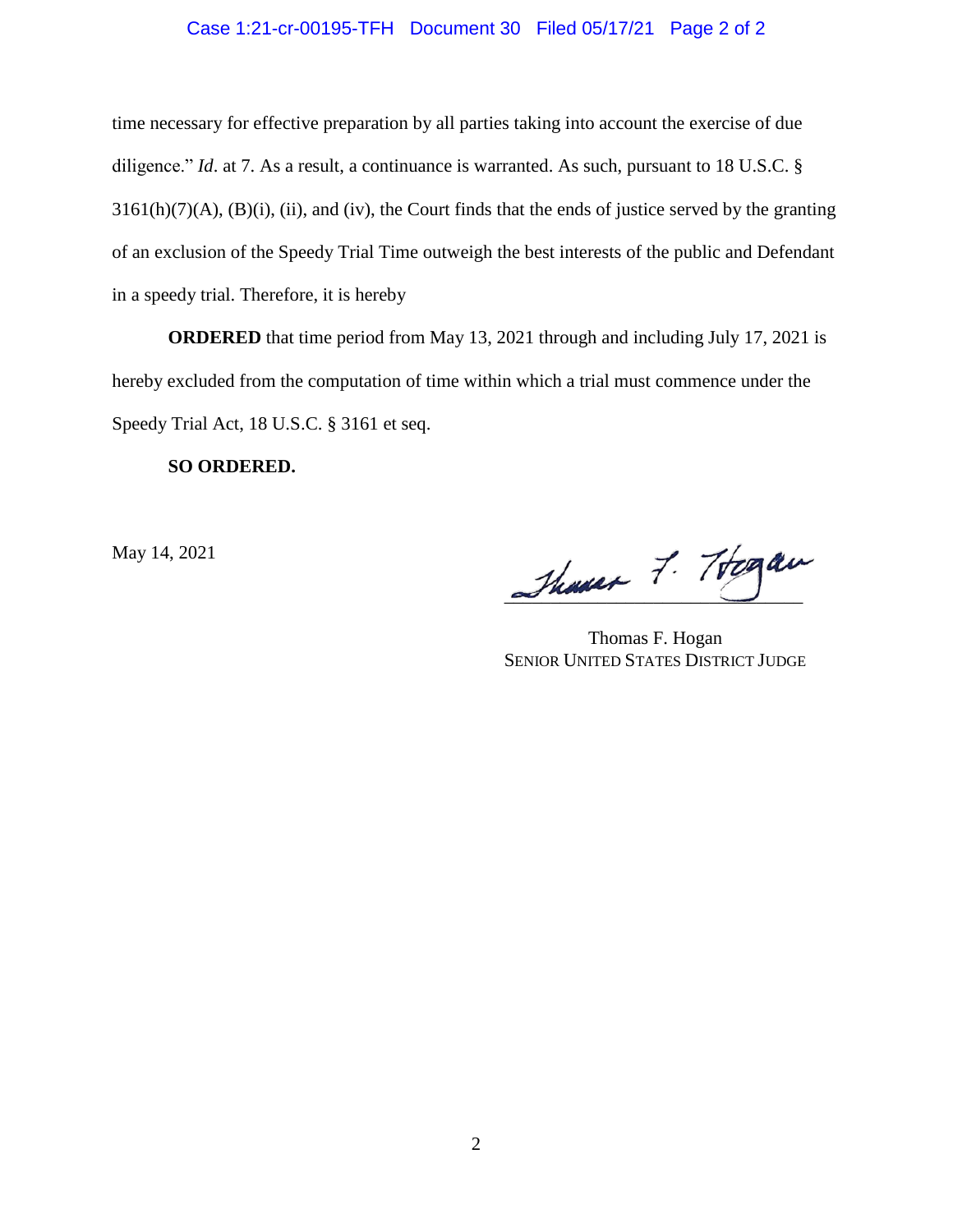time necessary for effective preparation by all parties taking into account the exercise of due diligence." *Id*. at 7. As a result, a continuance is warranted. As such, pursuant to 18 U.S.C. § 3161(h)(7)(A), (B)(i), (ii), and (iv), the Court finds that the ends of justice served by the granting of an exclusion of the Speedy Trial Time outweigh the best interests of the public and Defendant in a speedy trial. Therefore, it is hereby

**ORDERED** that time period from May 13, 2021 through and including July 17, 2021 is hereby excluded from the computation of time within which a trial must commence under the Speedy Trial Act, 18 U.S.C. § 3161 et seq.

**SO ORDERED.**

May 14, 2021

Thomas F. Hogan
SENIOR UNITED STATES DISTRICT JUDGE